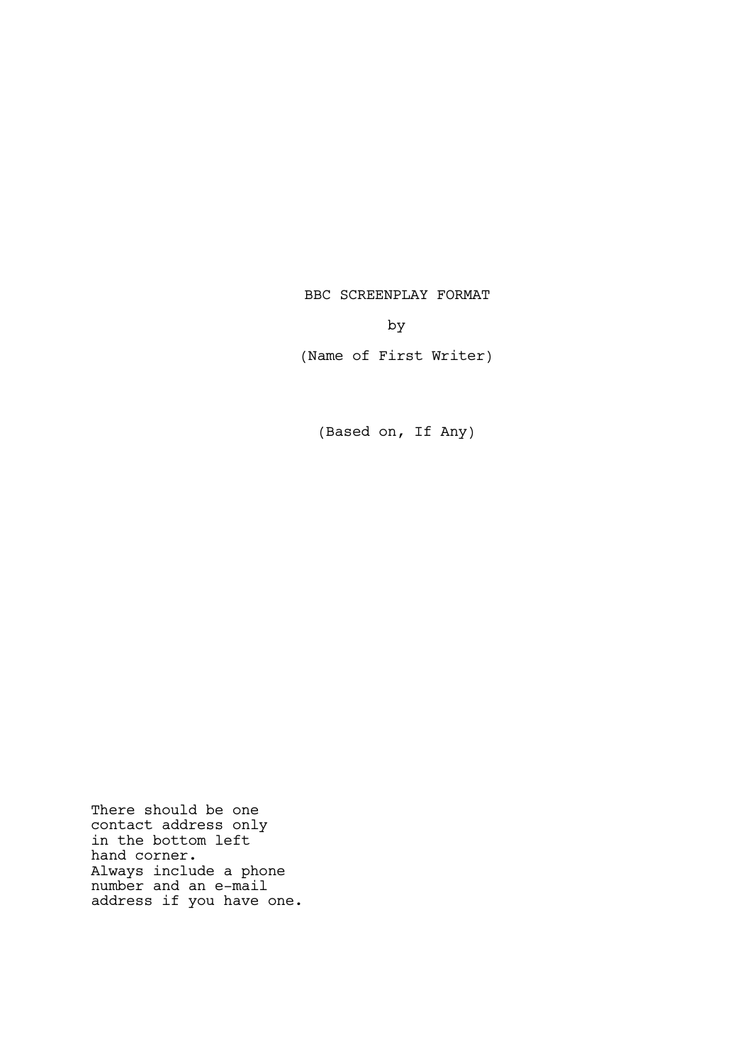BBC SCREENPLAY FORMAT

by

(Name of First Writer)

(Based on, If Any)

There should be one
contact address only
in the bottom left
hand corner.
Always include a phone
number and an e-mail
address if you have one.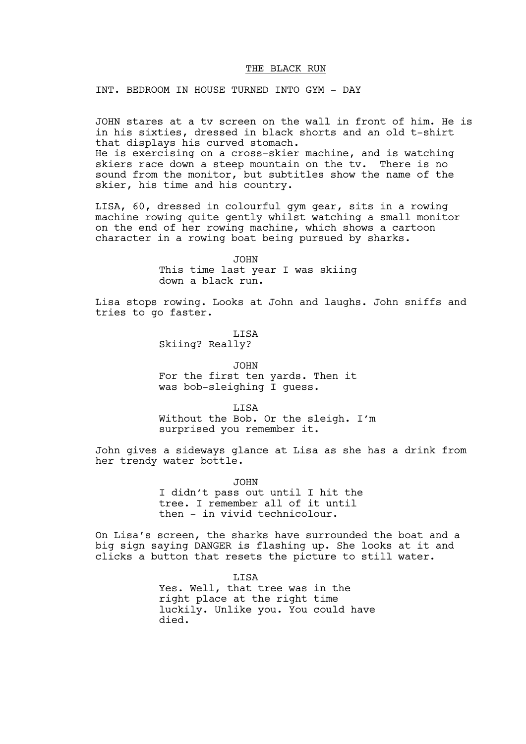THE BLACK RUN

INT. BEDROOM IN HOUSE TURNED INTO GYM - DAY

JOHN stares at a tv screen on the wall in front of him. He is in his sixties, dressed in black shorts and an old t-shirt that displays his curved stomach.
He is exercising on a cross-skier machine, and is watching skiers race down a steep mountain on the tv. There is no sound from the monitor, but subtitles show the name of the skier, his time and his country.

LISA, 60, dressed in colourful gym gear, sits in a rowing machine rowing quite gently whilst watching a small monitor on the end of her rowing machine, which shows a cartoon character in a rowing boat being pursued by sharks.

JOHN
This time last year I was skiing down a black run.

Lisa stops rowing. Looks at John and laughs. John sniffs and tries to go faster.

LISA
Skiing? Really?

JOHN
For the first ten yards. Then it was bob-sleighing I guess.

LISA
Without the Bob. Or the sleigh. I'm surprised you remember it.

John gives a sideways glance at Lisa as she has a drink from her trendy water bottle.

JOHN
I didn't pass out until I hit the tree. I remember all of it until then - in vivid technicolour.

On Lisa's screen, the sharks have surrounded the boat and a big sign saying DANGER is flashing up. She looks at it and clicks a button that resets the picture to still water.

LISA
Yes. Well, that tree was in the right place at the right time luckily. Unlike you. You could have died.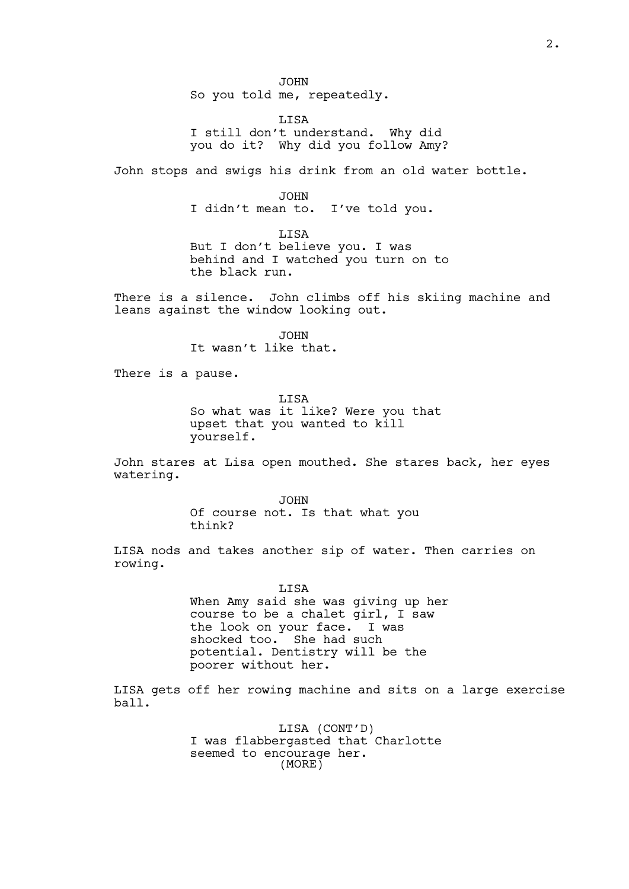JOHN
So you told me, repeatedly.

LISA
I still don't understand. Why did you do it? Why did you follow Amy?

John stops and swigs his drink from an old water bottle.

JOHN
I didn't mean to. I've told you.

LISA
But I don't believe you. I was behind and I watched you turn on to the black run.

There is a silence. John climbs off his skiing machine and leans against the window looking out.

JOHN
It wasn't like that.

There is a pause.

LISA
So what was it like? Were you that upset that you wanted to kill yourself.

John stares at Lisa open mouthed. She stares back, her eyes watering.

JOHN
Of course not. Is that what you think?

LISA nods and takes another sip of water. Then carries on rowing.

LISA
When Amy said she was giving up her course to be a chalet girl, I saw the look on your face. I was shocked too. She had such potential. Dentistry will be the poorer without her.

LISA gets off her rowing machine and sits on a large exercise ball.

LISA (CONT'D)
I was flabbergasted that Charlotte seemed to encourage her.
(MORE)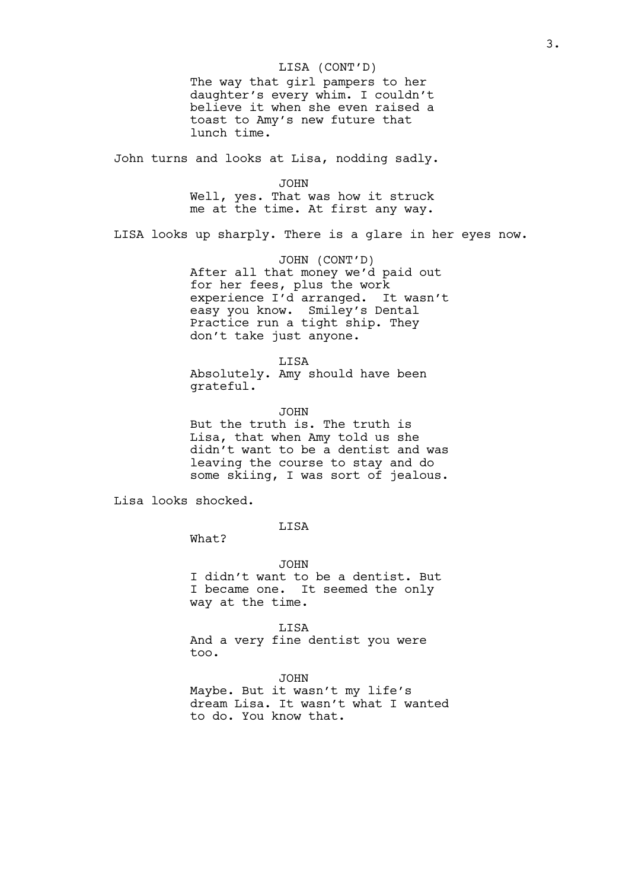LISA (CONT'D)

The way that girl pampers to her daughter's every whim. I couldn't believe it when she even raised a toast to Amy's new future that lunch time.

John turns and looks at Lisa, nodding sadly.

JOHN

Well, yes. That was how it struck me at the time. At first any way.

LISA looks up sharply. There is a glare in her eyes now.

JOHN (CONT'D)

After all that money we'd paid out for her fees, plus the work experience I'd arranged. It wasn't easy you know. Smiley's Dental Practice run a tight ship. They don't take just anyone.

LISA

Absolutely. Amy should have been grateful.

JOHN

But the truth is. The truth is Lisa, that when Amy told us she didn't want to be a dentist and was leaving the course to stay and do some skiing, I was sort of jealous.

Lisa looks shocked.

LISA

What?

JOHN

I didn't want to be a dentist. But I became one. It seemed the only way at the time.

LISA

And a very fine dentist you were too.

JOHN

Maybe. But it wasn't my life's dream Lisa. It wasn't what I wanted to do. You know that.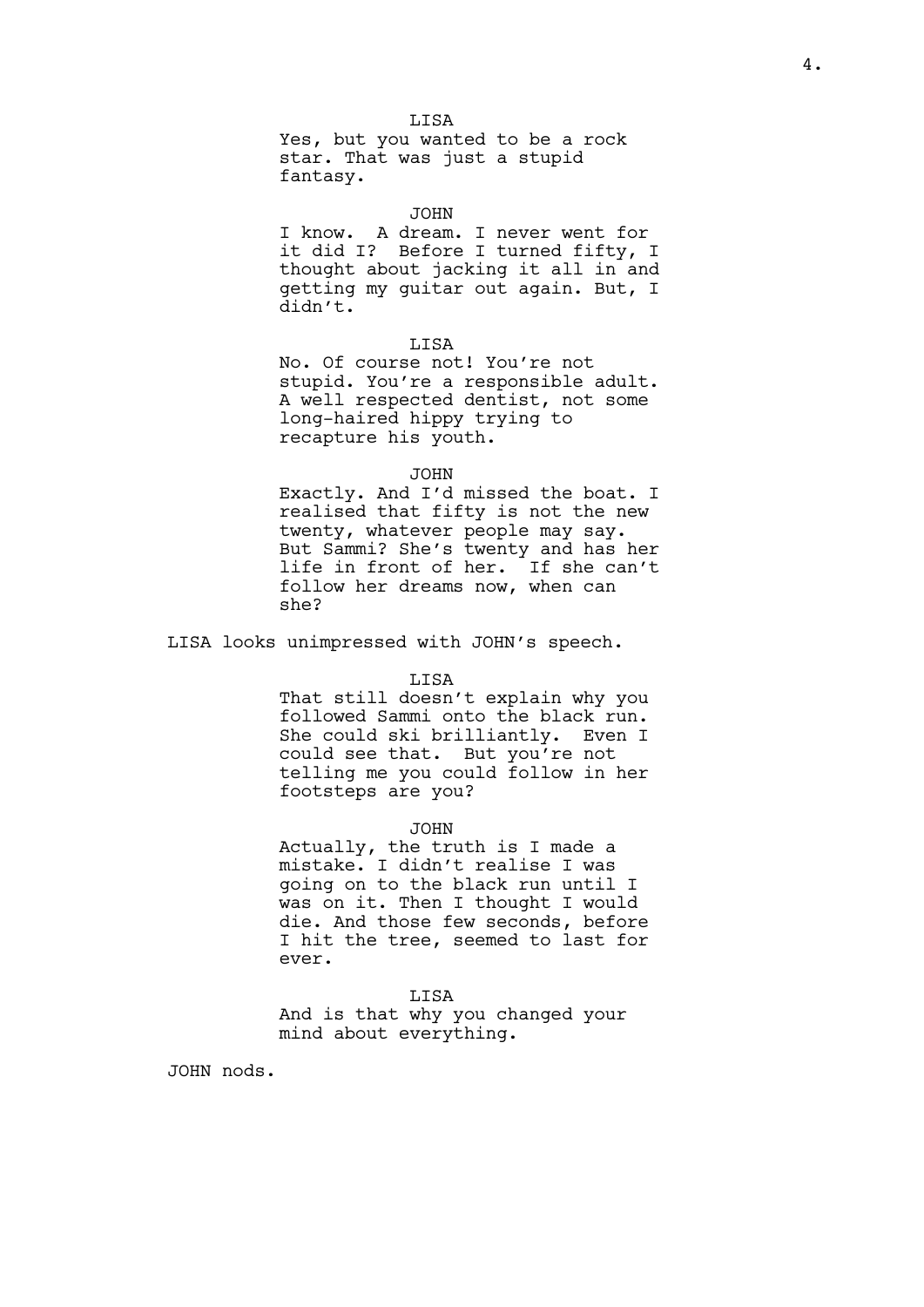LISA

Yes, but you wanted to be a rock star. That was just a stupid fantasy.

JOHN

I know. A dream. I never went for it did I? Before I turned fifty, I thought about jacking it all in and getting my guitar out again. But, I didn't.

LISA

No. Of course not! You're not stupid. You're a responsible adult. A well respected dentist, not some long-haired hippy trying to recapture his youth.

JOHN

Exactly. And I'd missed the boat. I realised that fifty is not the new twenty, whatever people may say. But Sammi? She's twenty and has her life in front of her. If she can't follow her dreams now, when can she?

LISA looks unimpressed with JOHN's speech.

LISA

That still doesn't explain why you followed Sammi onto the black run. She could ski brilliantly. Even I could see that. But you're not telling me you could follow in her footsteps are you?

JOHN

Actually, the truth is I made a mistake. I didn't realise I was going on to the black run until I was on it. Then I thought I would die. And those few seconds, before I hit the tree, seemed to last for ever.

LISA

And is that why you changed your mind about everything.

JOHN nods.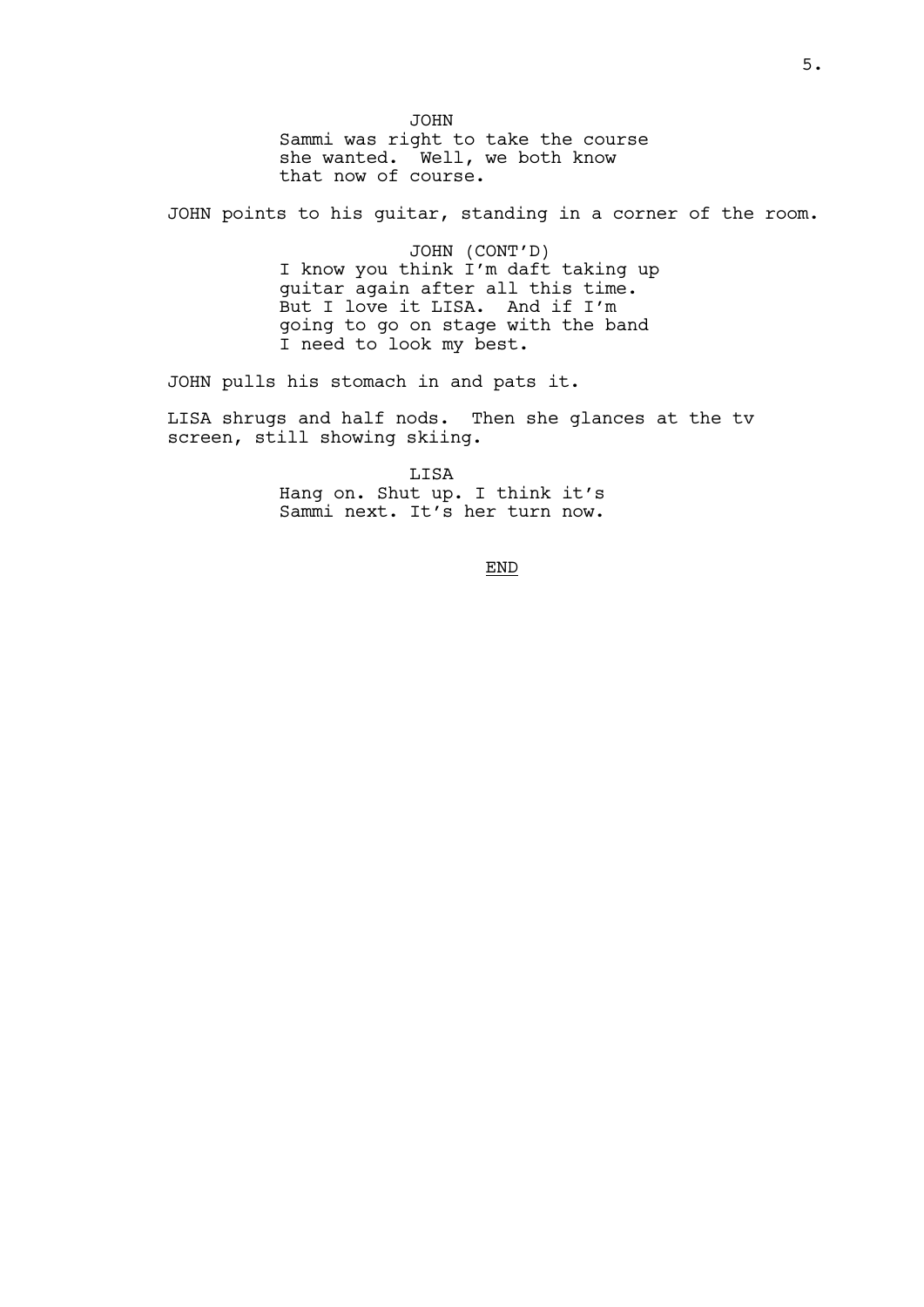JOHN

Sammi was right to take the course she wanted. Well, we both know that now of course.

JOHN points to his guitar, standing in a corner of the room.

JOHN (CONT'D)

I know you think I'm daft taking up guitar again after all this time. But I love it LISA. And if I'm going to go on stage with the band I need to look my best.

JOHN pulls his stomach in and pats it.

LISA shrugs and half nods. Then she glances at the tv screen, still showing skiing.

LISA

Hang on. Shut up. I think it's Sammi next. It's her turn now.

END